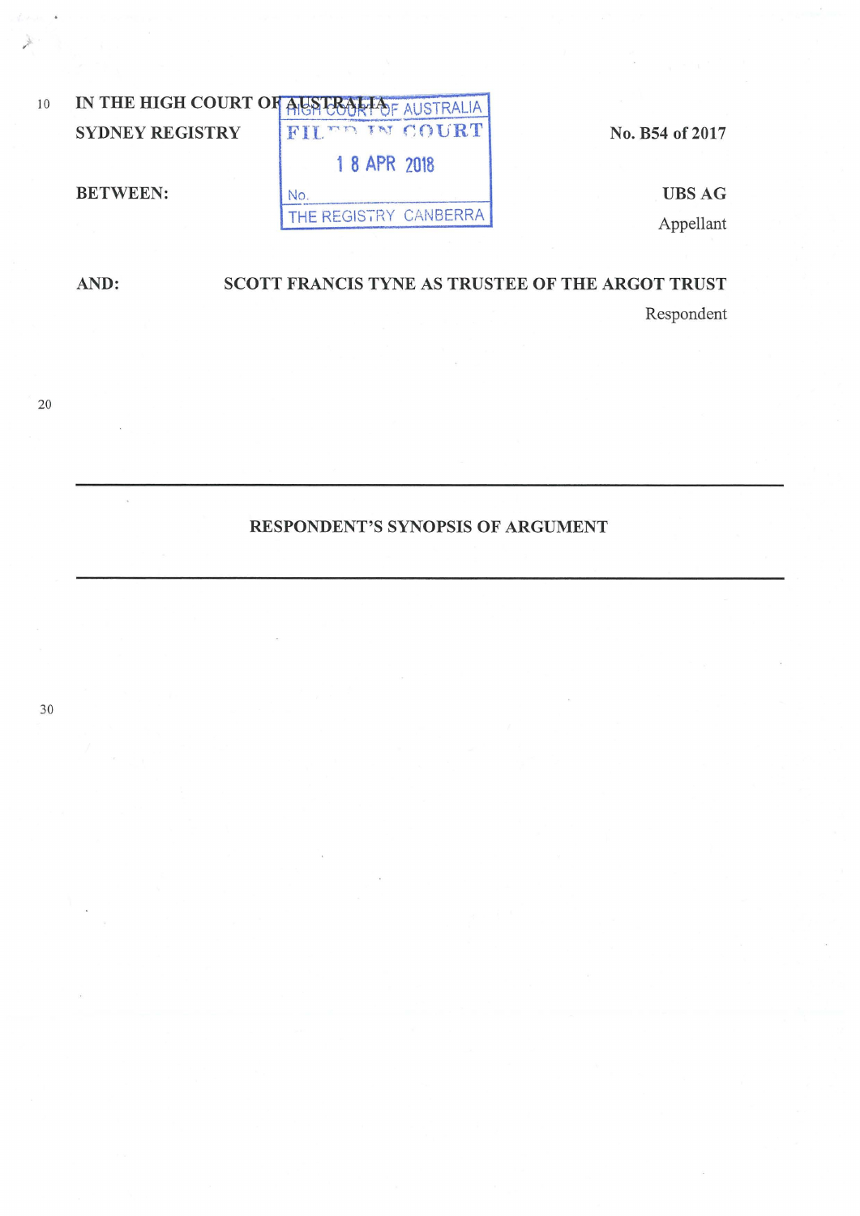IN THE HIGH COURT OF AUSTRALIA
SYDNEY REGISTRY

No. B54 of 2017

HIGH COURT OF AUSTRALIA
FILED IN COURT
18 APR 2018
No.
THE REGISTRY CANBERRA

BETWEEN: **UBS AG**
Appellant

AND: **SCOTT FRANCIS TYNE AS TRUSTEE OF THE ARGOT TRUST**
Respondent

---

**RESPONDENT'S SYNOPSIS OF ARGUMENT**

---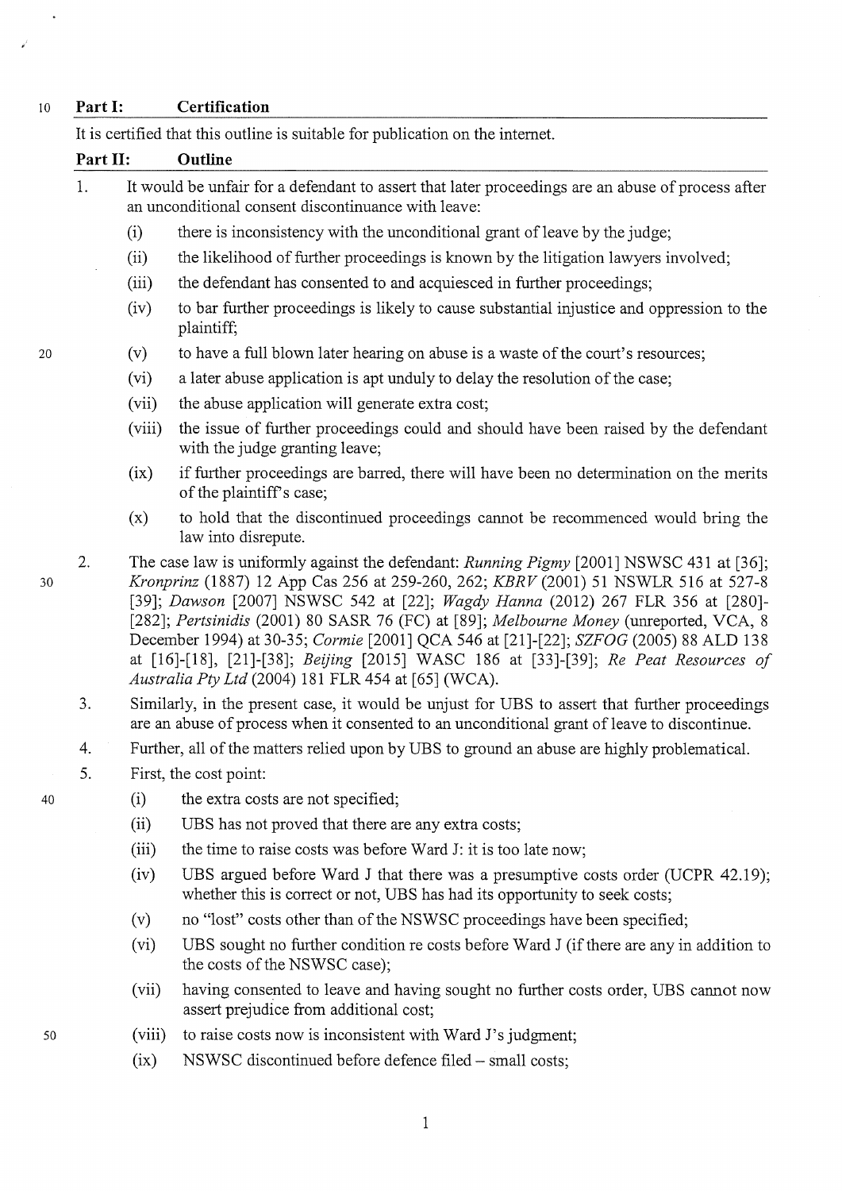## Part I: Certification

It is certified that this outline is suitable for publication on the internet.

## Part II: Outline

1. It would be unfair for a defendant to assert that later proceedings are an abuse of process after an unconditional consent discontinuance with leave:
   - (i) there is inconsistency with the unconditional grant of leave by the judge;
   - (ii) the likelihood of further proceedings is known by the litigation lawyers involved;
   - (iii) the defendant has consented to and acquiesced in further proceedings;
   - (iv) to bar further proceedings is likely to cause substantial injustice and oppression to the plaintiff;
   - (v) to have a full blown later hearing on abuse is a waste of the court's resources;
   - (vi) a later abuse application is apt unduly to delay the resolution of the case;
   - (vii) the abuse application will generate extra cost;
   - (viii) the issue of further proceedings could and should have been raised by the defendant with the judge granting leave;
   - (ix) if further proceedings are barred, there will have been no determination on the merits of the plaintiff's case;
   - (x) to hold that the discontinued proceedings cannot be recommenced would bring the law into disrepute.

2. The case law is uniformly against the defendant: *Running Pigmy* [2001] NSWSC 431 at [36]; *Kronprinz* (1887) 12 App Cas 256 at 259-260, 262; *KBRV* (2001) 51 NSWLR 516 at 527-8 [39]; *Dawson* [2007] NSWSC 542 at [22]; *Wagdy Hanna* (2012) 267 FLR 356 at [280]-[282]; *Pertsinidis* (2001) 80 SASR 76 (FC) at [89]; *Melbourne Money* (unreported, VCA, 8 December 1994) at 30-35; *Cormie* [2001] QCA 546 at [21]-[22]; *SZFOG* (2005) 88 ALD 138 at [16]-[18], [21]-[38]; *Beijing* [2015] WASC 186 at [33]-[39]; *Re Peat Resources of Australia Pty Ltd* (2004) 181 FLR 454 at [65] (WCA).

3. Similarly, in the present case, it would be unjust for UBS to assert that further proceedings are an abuse of process when it consented to an unconditional grant of leave to discontinue.

4. Further, all of the matters relied upon by UBS to ground an abuse are highly problematical.

5. First, the cost point:
   - (i) the extra costs are not specified;
   - (ii) UBS has not proved that there are any extra costs;
   - (iii) the time to raise costs was before Ward J: it is too late now;
   - (iv) UBS argued before Ward J that there was a presumptive costs order (UCPR 42.19); whether this is correct or not, UBS has had its opportunity to seek costs;
   - (v) no "lost" costs other than of the NSWSC proceedings have been specified;
   - (vi) UBS sought no further condition re costs before Ward J (if there are any in addition to the costs of the NSWSC case);
   - (vii) having consented to leave and having sought no further costs order, UBS cannot now assert prejudice from additional cost;
   - (viii) to raise costs now is inconsistent with Ward J's judgment;
   - (ix) NSWSC discontinued before defence filed – small costs;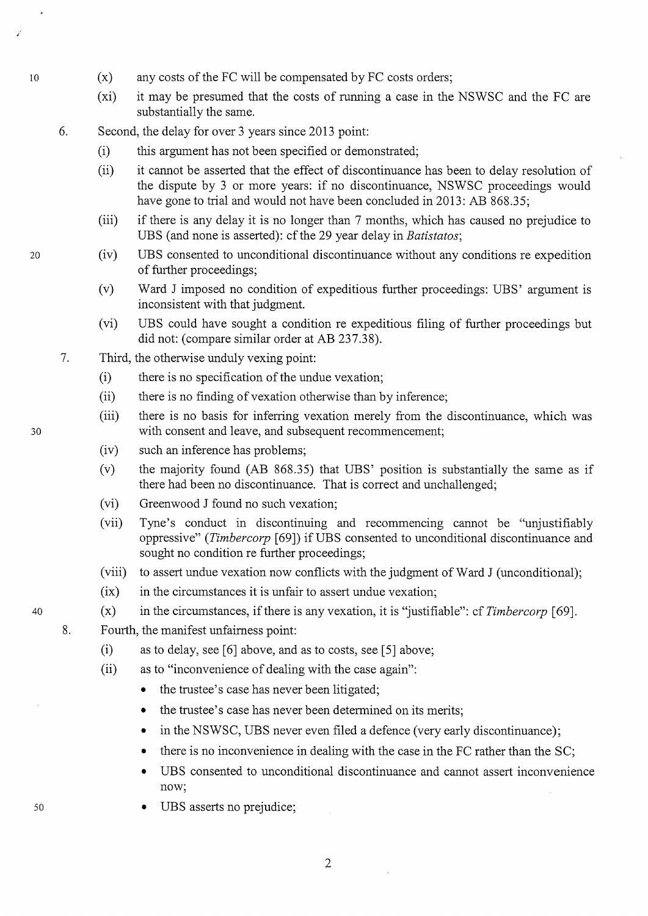(x) any costs of the FC will be compensated by FC costs orders;

(xi) it may be presumed that the costs of running a case in the NSWSC and the FC are substantially the same.

6. Second, the delay for over 3 years since 2013 point:

   (i) this argument has not been specified or demonstrated;

   (ii) it cannot be asserted that the effect of discontinuance has been to delay resolution of the dispute by 3 or more years: if no discontinuance, NSWSC proceedings would have gone to trial and would not have been concluded in 2013: AB 868.35;

   (iii) if there is any delay it is no longer than 7 months, which has caused no prejudice to UBS (and none is asserted): cf the 29 year delay in *Batistatos*;

   (iv) UBS consented to unconditional discontinuance without any conditions re expedition of further proceedings;

   (v) Ward J imposed no condition of expeditious further proceedings: UBS' argument is inconsistent with that judgment.

   (vi) UBS could have sought a condition re expeditious filing of further proceedings but did not: (compare similar order at AB 237.38).

7. Third, the otherwise unduly vexing point:

   (i) there is no specification of the undue vexation;

   (ii) there is no finding of vexation otherwise than by inference;

   (iii) there is no basis for inferring vexation merely from the discontinuance, which was with consent and leave, and subsequent recommencement;

   (iv) such an inference has problems;

   (v) the majority found (AB 868.35) that UBS' position is substantially the same as if there had been no discontinuance. That is correct and unchallenged;

   (vi) Greenwood J found no such vexation;

   (vii) Tyne's conduct in discontinuing and recommencing cannot be "unjustifiably oppressive" (*Timbercorp* [69]) if UBS consented to unconditional discontinuance and sought no condition re further proceedings;

   (viii) to assert undue vexation now conflicts with the judgment of Ward J (unconditional);

   (ix) in the circumstances it is unfair to assert undue vexation;

   (x) in the circumstances, if there is any vexation, it is "justifiable": cf *Timbercorp* [69].

8. Fourth, the manifest unfairness point:

   (i) as to delay, see [6] above, and as to costs, see [5] above;

   (ii) as to "inconvenience of dealing with the case again":

   - the trustee's case has never been litigated;
   - the trustee's case has never been determined on its merits;
   - in the NSWSC, UBS never even filed a defence (very early discontinuance);
   - there is no inconvenience in dealing with the case in the FC rather than the SC;
   - UBS consented to unconditional discontinuance and cannot assert inconvenience now;
   - UBS asserts no prejudice;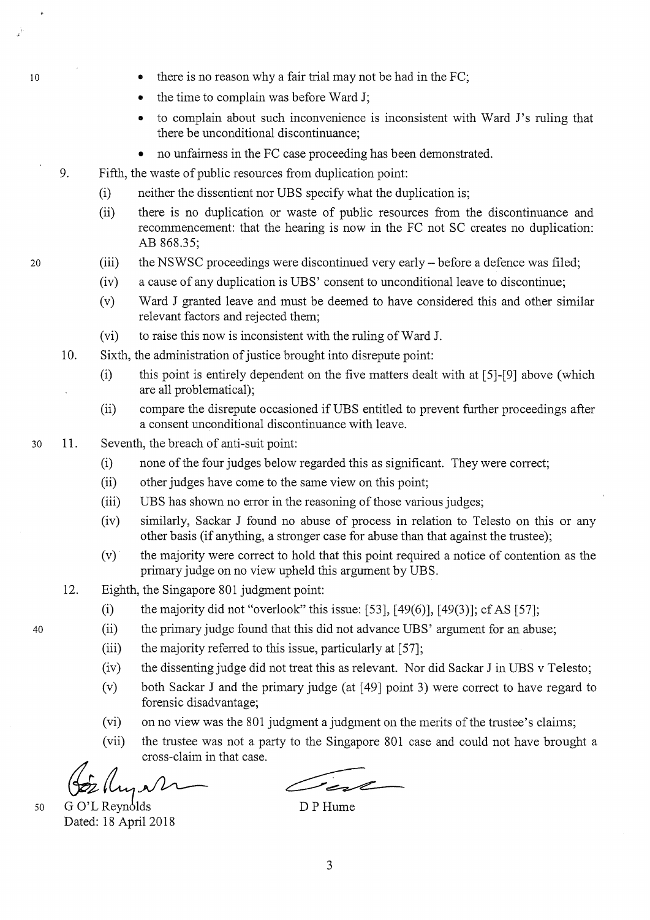- there is no reason why a fair trial may not be had in the FC;
- the time to complain was before Ward J;
- to complain about such inconvenience is inconsistent with Ward J's ruling that there be unconditional discontinuance;
- no unfairness in the FC case proceeding has been demonstrated.

9. Fifth, the waste of public resources from duplication point:
   (i) neither the dissentient nor UBS specify what the duplication is;
   (ii) there is no duplication or waste of public resources from the discontinuance and recommencement: that the hearing is now in the FC not SC creates no duplication: AB 868.35;
   (iii) the NSWSC proceedings were discontinued very early – before a defence was filed;
   (iv) a cause of any duplication is UBS' consent to unconditional leave to discontinue;
   (v) Ward J granted leave and must be deemed to have considered this and other similar relevant factors and rejected them;
   (vi) to raise this now is inconsistent with the ruling of Ward J.

10. Sixth, the administration of justice brought into disrepute point:
    (i) this point is entirely dependent on the five matters dealt with at [5]-[9] above (which are all problematical);
    (ii) compare the disrepute occasioned if UBS entitled to prevent further proceedings after a consent unconditional discontinuance with leave.

11. Seventh, the breach of anti-suit point:
    (i) none of the four judges below regarded this as significant. They were correct;
    (ii) other judges have come to the same view on this point;
    (iii) UBS has shown no error in the reasoning of those various judges;
    (iv) similarly, Sackar J found no abuse of process in relation to Telesto on this or any other basis (if anything, a stronger case for abuse than that against the trustee);
    (v) the majority were correct to hold that this point required a notice of contention as the primary judge on no view upheld this argument by UBS.

12. Eighth, the Singapore 801 judgment point:
    (i) the majority did not "overlook" this issue: [53], [49(6)], [49(3)]; cf AS [57];
    (ii) the primary judge found that this did not advance UBS' argument for an abuse;
    (iii) the majority referred to this issue, particularly at [57];
    (iv) the dissenting judge did not treat this as relevant. Nor did Sackar J in UBS v Telesto;
    (v) both Sackar J and the primary judge (at [49] point 3) were correct to have regard to forensic disadvantage;
    (vi) on no view was the 801 judgment a judgment on the merits of the trustee's claims;
    (vii) the trustee was not a party to the Singapore 801 case and could not have brought a cross-claim in that case.

G O'L Reynolds
Dated: 18 April 2018

D P Hume